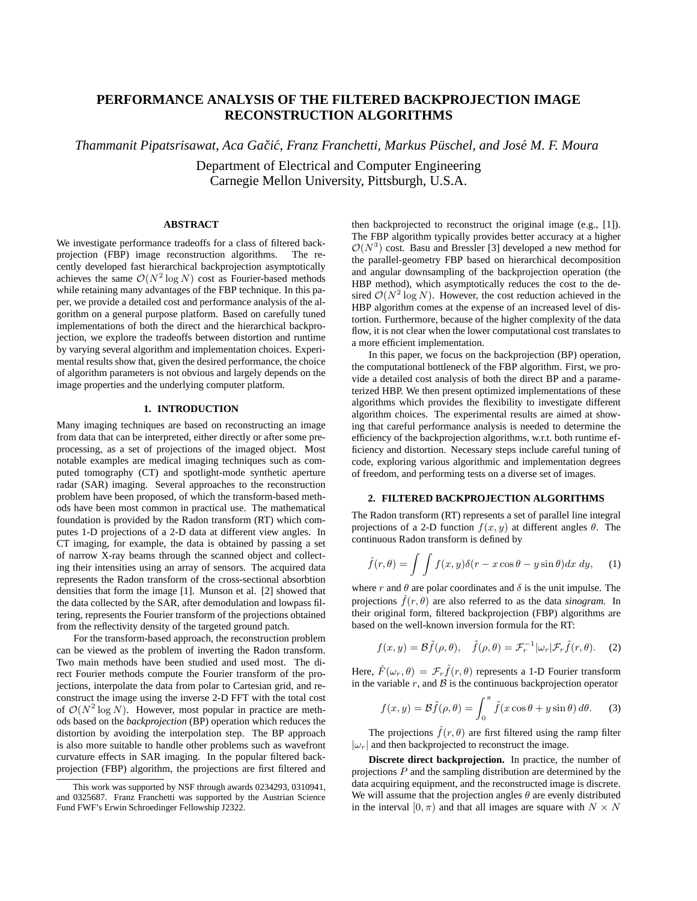# PERFORMANCE ANALYSIS OF THE FILTERED BACKPROJECTION IMAGE RECONSTRUCTION ALGORITHMS

*Thammanit Pipatsrisawat, Aca Gačić, Franz Franchetti, Markus Püschel, and José M. F. Moura*

Department of Electrical and Computer Engineering
Carnegie Mellon University, Pittsburgh, U.S.A.

## ABSTRACT

We investigate performance tradeoffs for a class of filtered backprojection (FBP) image reconstruction algorithms. The recently developed fast hierarchical backprojection asymptotically achieves the same $\mathcal{O}(N^2 \log N)$ cost as Fourier-based methods while retaining many advantages of the FBP technique. In this paper, we provide a detailed cost and performance analysis of the algorithm on a general purpose platform. Based on carefully tuned implementations of both the direct and the hierarchical backprojection, we explore the tradeoffs between distortion and runtime by varying several algorithm and implementation choices. Experimental results show that, given the desired performance, the choice of algorithm parameters is not obvious and largely depends on the image properties and the underlying computer platform.

## 1. INTRODUCTION

Many imaging techniques are based on reconstructing an image from data that can be interpreted, either directly or after some preprocessing, as a set of projections of the imaged object. Most notable examples are medical imaging techniques such as computed tomography (CT) and spotlight-mode synthetic aperture radar (SAR) imaging. Several approaches to the reconstruction problem have been proposed, of which the transform-based methods have been most common in practical use. The mathematical foundation is provided by the Radon transform (RT) which computes 1-D projections of a 2-D data at different view angles. In CT imaging, for example, the data is obtained by passing a set of narrow X-ray beams through the scanned object and collecting their intensities using an array of sensors. The acquired data represents the Radon transform of the cross-sectional absorbtion densities that form the image [1]. Munson et al. [2] showed that the data collected by the SAR, after demodulation and lowpass filtering, represents the Fourier transform of the projections obtained from the reflectivity density of the targeted ground patch.

For the transform-based approach, the reconstruction problem can be viewed as the problem of inverting the Radon transform. Two main methods have been studied and used most. The direct Fourier methods compute the Fourier transform of the projections, interpolate the data from polar to Cartesian grid, and reconstruct the image using the inverse 2-D FFT with the total cost of $\mathcal{O}(N^2 \log N)$. However, most popular in practice are methods based on the *backprojection* (BP) operation which reduces the distortion by avoiding the interpolation step. The BP approach is also more suitable to handle other problems such as wavefront curvature effects in SAR imaging. In the popular filtered backprojection (FBP) algorithm, the projections are first filtered and then backprojected to reconstruct the original image (e.g., [1]). The FBP algorithm typically provides better accuracy at a higher $\mathcal{O}(N^3)$ cost. Basu and Bressler [3] developed a new method for the parallel-geometry FBP based on hierarchical decomposition and angular downsampling of the backprojection operation (the HBP method), which asymptotically reduces the cost to the desired $\mathcal{O}(N^2 \log N)$. However, the cost reduction achieved in the HBP algorithm comes at the expense of an increased level of distortion. Furthermore, because of the higher complexity of the data flow, it is not clear when the lower computational cost translates to a more efficient implementation.

In this paper, we focus on the backprojection (BP) operation, the computational bottleneck of the FBP algorithm. First, we provide a detailed cost analysis of both the direct BP and a parameterized HBP. We then present optimized implementations of these algorithms which provides the flexibility to investigate different algorithm choices. The experimental results are aimed at showing that careful performance analysis is needed to determine the efficiency of the backprojection algorithms, w.r.t. both runtime efficiency and distortion. Necessary steps include careful tuning of code, exploring various algorithmic and implementation degrees of freedom, and performing tests on a diverse set of images.

## 2. FILTERED BACKPROJECTION ALGORITHMS

The Radon transform (RT) represents a set of parallel line integral projections of a 2-D function $f(x, y)$ at different angles $\theta$. The continuous Radon transform is defined by

$$\hat{f}(r, \theta) = \int \int f(x, y)\delta(r - x\cos\theta - y\sin\theta)dx\ dy, \quad (1)$$

where $r$ and $\theta$ are polar coordinates and $\delta$ is the unit impulse. The projections $\hat{f}(r, \theta)$ are also referred to as the data *sinogram.* In their original form, filtered backprojection (FBP) algorithms are based on the well-known inversion formula for the RT:

$$f(x, y) = \mathcal{B}\tilde{f}(\rho, \theta), \quad \tilde{f}(\rho, \theta) = \mathcal{F}_r^{-1}|\omega_r|\mathcal{F}_r\hat{f}(r, \theta). \quad (2)$$

Here, $\hat{F}(\omega_r, \theta) = \mathcal{F}_r\hat{f}(r, \theta)$ represents a 1-D Fourier transform in the variable $r$, and $\mathcal{B}$ is the continuous backprojection operator

$$f(x, y) = \mathcal{B}\tilde{f}(\rho, \theta) = \int_0^{\pi} \tilde{f}(x\cos\theta + y\sin\theta)\, d\theta. \quad (3)$$

The projections $\hat{f}(r, \theta)$ are first filtered using the ramp filter $|\omega_r|$ and then backprojected to reconstruct the image.

**Discrete direct backprojection.** In practice, the number of projections $P$ and the sampling distribution are determined by the data acquiring equipment, and the reconstructed image is discrete. We will assume that the projection angles $\theta$ are evenly distributed in the interval $[0, \pi)$ and that all images are square with $N \times N$

This work was supported by NSF through awards 0234293, 0310941, and 0325687. Franz Franchetti was supported by the Austrian Science Fund FWF's Erwin Schroedinger Fellowship J2322.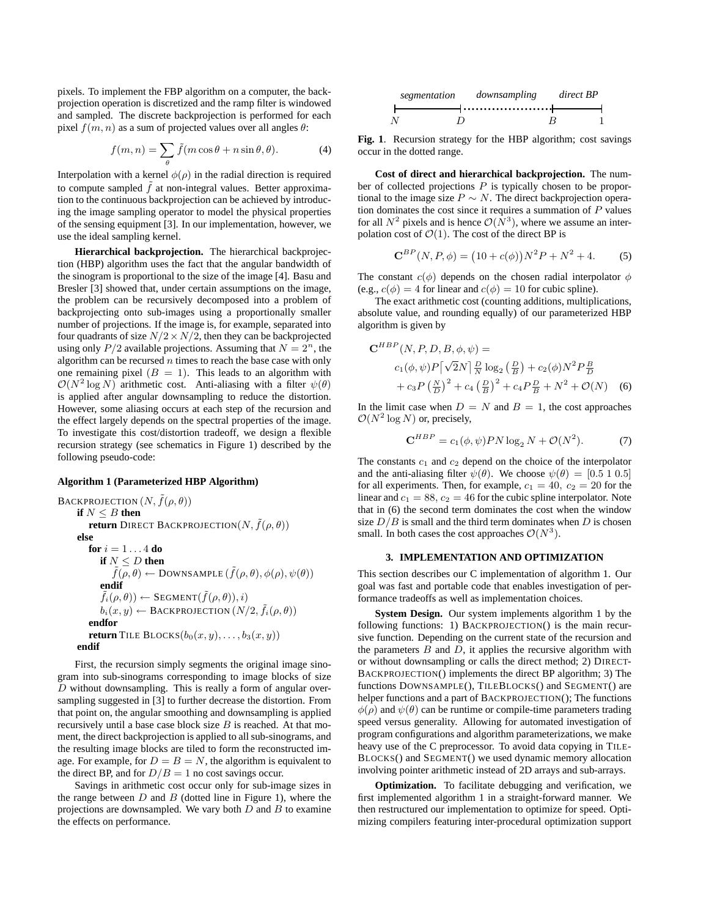pixels. To implement the FBP algorithm on a computer, the back-projection operation is discretized and the ramp filter is windowed and sampled. The discrete backprojection is performed for each pixel $f(m, n)$ as a sum of projected values over all angles $\theta$:

$$f(m,n) = \sum_{\theta} \tilde{f}(m\cos\theta + n\sin\theta, \theta). \qquad (4)$$

Interpolation with a kernel $\phi(\rho)$ in the radial direction is required to compute sampled $\tilde{f}$ at non-integral values. Better approximation to the continuous backprojection can be achieved by introducing the image sampling operator to model the physical properties of the sensing equipment [3]. In our implementation, however, we use the ideal sampling kernel.

**Hierarchical backprojection.** The hierarchical backprojection (HBP) algorithm uses the fact that the angular bandwidth of the sinogram is proportional to the size of the image [4]. Basu and Bresler [3] showed that, under certain assumptions on the image, the problem can be recursively decomposed into a problem of backprojecting onto sub-images using a proportionally smaller number of projections. If the image is, for example, separated into four quadrants of size $N/2 \times N/2$, then they can be backprojected using only $P/2$ available projections. Assuming that $N = 2^n$, the algorithm can be recursed $n$ times to reach the base case with only one remaining pixel ($B = 1$). This leads to an algorithm with $\mathcal{O}(N^2 \log N)$ arithmetic cost. Anti-aliasing with a filter $\psi(\theta)$ is applied after angular downsampling to reduce the distortion. However, some aliasing occurs at each step of the recursion and the effect largely depends on the spectral properties of the image. To investigate this cost/distortion tradeoff, we design a flexible recursion strategy (see schematics in Figure 1) described by the following pseudo-code:

**Algorithm 1 (Parameterized HBP Algorithm)**

```
BACKPROJECTION (N, f̃(ρ,θ))
  if N ≤ B then
    return DIRECT BACKPROJECTION(N, f̃(ρ,θ))
  else
    for i = 1...4 do
      if N ≤ D then
        f̃(ρ,θ) ← DOWNSAMPLE (f̃(ρ,θ), φ(ρ), ψ(θ))
      endif
      f̃_i(ρ,θ)) ← SEGMENT(f̃(ρ,θ)), i)
      b_i(x,y) ← BACKPROJECTION (N/2, f̃_i(ρ,θ))
    endfor
    return TILE BLOCKS(b_0(x,y), ..., b_3(x,y))
  endif
```

First, the recursion simply segments the original image sinogram into sub-sinograms corresponding to image blocks of size $D$ without downsampling. This is really a form of angular oversampling suggested in [3] to further decrease the distortion. From that point on, the angular smoothing and downsampling is applied recursively until a base case block size $B$ is reached. At that moment, the direct backprojection is applied to all sub-sinograms, and the resulting image blocks are tiled to form the reconstructed image. For example, for $D = B = N$, the algorithm is equivalent to the direct BP, and for $D/B = 1$ no cost savings occur.

Savings in arithmetic cost occur only for sub-image sizes in the range between $D$ and $B$ (dotted line in Figure 1), where the projections are downsampled. We vary both $D$ and $B$ to examine the effects on performance.

```
 segmentation    downsampling     direct BP
|------------|.................|-----------|
N            D                 B           1
```

**Fig. 1**. Recursion strategy for the HBP algorithm; cost savings occur in the dotted range.

**Cost of direct and hierarchical backprojection.** The number of collected projections $P$ is typically chosen to be proportional to the image size $P \sim N$. The direct backprojection operation dominates the cost since it requires a summation of $P$ values for all $N^2$ pixels and is hence $\mathcal{O}(N^3)$, where we assume an interpolation cost of $\mathcal{O}(1)$. The cost of the direct BP is

$$\mathbf{C}^{BP}(N, P, \phi) = \big(10 + c(\phi)\big)N^2P + N^2 + 4. \qquad (5)$$

The constant $c(\phi)$ depends on the chosen radial interpolator $\phi$ (e.g., $c(\phi) = 4$ for linear and $c(\phi) = 10$ for cubic spline).

The exact arithmetic cost (counting additions, multiplications, absolute value, and rounding equally) of our parameterized HBP algorithm is given by

$$\begin{aligned}\mathbf{C}^{HBP}&(N, P, D, B, \phi, \psi) = \\ &c_1(\phi,\psi)P\lceil\sqrt{2}N\rceil\tfrac{D}{N}\log_2\left(\tfrac{D}{B}\right) + c_2(\phi)N^2P\tfrac{B}{D} \\ &+ c_3P\left(\tfrac{N}{D}\right)^2 + c_4\left(\tfrac{D}{B}\right)^2 + c_4P\tfrac{D}{B} + N^2 + \mathcal{O}(N) \quad (6)\end{aligned}$$

In the limit case when $D = N$ and $B = 1$, the cost approaches $\mathcal{O}(N^2 \log N)$ or, precisely,

$$\mathbf{C}^{HBP} = c_1(\phi,\psi)PN\log_2 N + \mathcal{O}(N^2). \qquad (7)$$

The constants $c_1$ and $c_2$ depend on the choice of the interpolator and the anti-aliasing filter $\psi(\theta)$. We choose $\psi(\theta) = [0.5\ 1\ 0.5]$ for all experiments. Then, for example, $c_1 = 40,\ c_2 = 20$ for the linear and $c_1 = 88,\ c_2 = 46$ for the cubic spline interpolator. Note that in (6) the second term dominates the cost when the window size $D/B$ is small and the third term dominates when $D$ is chosen small. In both cases the cost approaches $\mathcal{O}(N^3)$.

### 3. IMPLEMENTATION AND OPTIMIZATION

This section describes our C implementation of algorithm 1. Our goal was fast and portable code that enables investigation of performance tradeoffs as well as implementation choices.

**System Design.** Our system implements algorithm 1 by the following functions: 1) BACKPROJECTION() is the main recursive function. Depending on the current state of the recursion and the parameters $B$ and $D$, it applies the recursive algorithm with or without downsampling or calls the direct method; 2) DIRECTBACKPROJECTION() implements the direct BP algorithm; 3) The functions DOWNSAMPLE(), TILEBLOCKS() and SEGMENT() are helper functions and a part of BACKPROJECTION(); The functions $\phi(\rho)$ and $\psi(\theta)$ can be runtime or compile-time parameters trading speed versus generality. Allowing for automated investigation of program configurations and algorithm parameterizations, we make heavy use of the C preprocessor. To avoid data copying in TILEBLOCKS() and SEGMENT() we used dynamic memory allocation involving pointer arithmetic instead of 2D arrays and sub-arrays.

**Optimization.** To facilitate debugging and verification, we first implemented algorithm 1 in a straight-forward manner. We then restructured our implementation to optimize for speed. Optimizing compilers featuring inter-procedural optimization support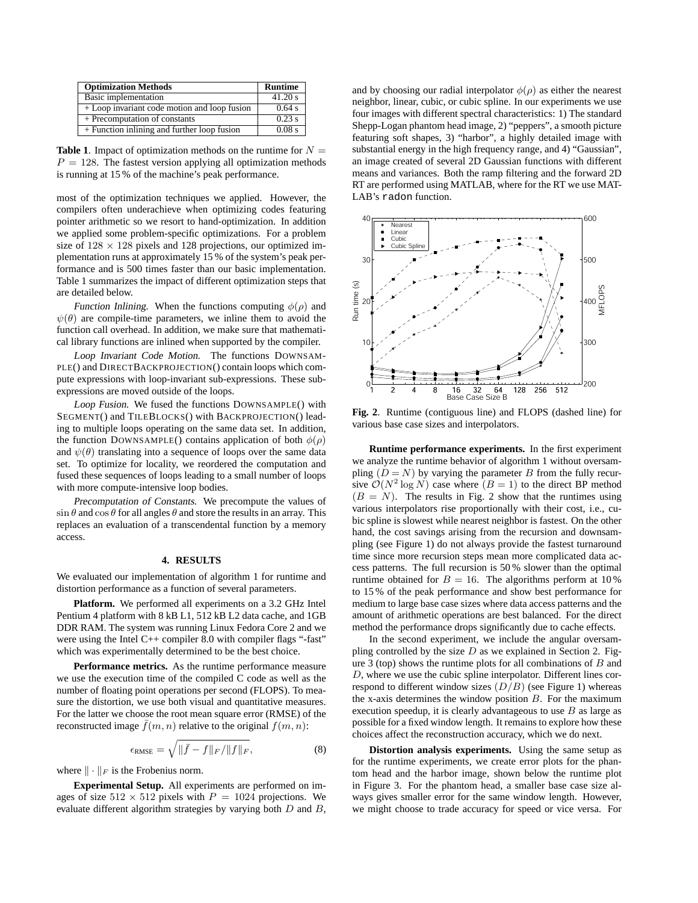| Optimization Methods | Runtime |
|---|---|
| Basic implementation | 41.20 s |
| + Loop invariant code motion and loop fusion | 0.64 s |
| + Precomputation of constants | 0.23 s |
| + Function inlining and further loop fusion | 0.08 s |

**Table 1**. Impact of optimization methods on the runtime for $N = P = 128$. The fastest version applying all optimization methods is running at 15 % of the machine's peak performance.

most of the optimization techniques we applied. However, the compilers often underachieve when optimizing codes featuring pointer arithmetic so we resort to hand-optimization. In addition we applied some problem-specific optimizations. For a problem size of $128 \times 128$ pixels and 128 projections, our optimized implementation runs at approximately 15 % of the system's peak performance and is 500 times faster than our basic implementation. Table 1 summarizes the impact of different optimization steps that are detailed below.

*Function Inlining.* When the functions computing $\phi(\rho)$ and $\psi(\theta)$ are compile-time parameters, we inline them to avoid the function call overhead. In addition, we make sure that mathematical library functions are inlined when supported by the compiler.

*Loop Invariant Code Motion.* The functions DOWNSAMPLE() and DIRECTBACKPROJECTION() contain loops which compute expressions with loop-invariant sub-expressions. These subexpressions are moved outside of the loops.

*Loop Fusion.* We fused the functions DOWNSAMPLE() with SEGMENT() and TILEBLOCKS() with BACKPROJECTION() leading to multiple loops operating on the same data set. In addition, the function DOWNSAMPLE() contains application of both $\phi(\rho)$ and $\psi(\theta)$ translating into a sequence of loops over the same data set. To optimize for locality, we reordered the computation and fused these sequences of loops leading to a small number of loops with more compute-intensive loop bodies.

*Precomputation of Constants.* We precompute the values of $\sin\theta$ and $\cos\theta$ for all angles $\theta$ and store the results in an array. This replaces an evaluation of a transcendental function by a memory access.

## 4. RESULTS

We evaluated our implementation of algorithm 1 for runtime and distortion performance as a function of several parameters.

**Platform.** We performed all experiments on a 3.2 GHz Intel Pentium 4 platform with 8 kB L1, 512 kB L2 data cache, and 1GB DDR RAM. The system was running Linux Fedora Core 2 and we were using the Intel C++ compiler 8.0 with compiler flags "-fast" which was experimentally determined to be the best choice.

**Performance metrics.** As the runtime performance measure we use the execution time of the compiled C code as well as the number of floating point operations per second (FLOPS). To measure the distortion, we use both visual and quantitative measures. For the latter we choose the root mean square error (RMSE) of the reconstructed image $\bar{f}(m,n)$ relative to the original $f(m,n)$:

$$\epsilon_{\text{RMSE}} = \sqrt{\|\bar{f} - f\|_F / \|f\|_F}, \tag{8}$$

where $\|\cdot\|_F$ is the Frobenius norm.

**Experimental Setup.** All experiments are performed on images of size $512 \times 512$ pixels with $P = 1024$ projections. We evaluate different algorithm strategies by varying both $D$ and $B$, and by choosing our radial interpolator $\phi(\rho)$ as either the nearest neighbor, linear, cubic, or cubic spline. In our experiments we use four images with different spectral characteristics: 1) The standard Shepp-Logan phantom head image, 2) "peppers", a smooth picture featuring soft shapes, 3) "harbor", a highly detailed image with substantial energy in the high frequency range, and 4) "Gaussian", an image created of several 2D Gaussian functions with different means and variances. Both the ramp filtering and the forward 2D RT are performed using MATLAB, where for the RT we use MATLAB's `radon` function.

**Fig. 2**. Runtime (contiguous line) and FLOPS (dashed line) for various base case sizes and interpolators.

**Runtime performance experiments.** In the first experiment we analyze the runtime behavior of algorithm 1 without oversampling $(D = N)$ by varying the parameter $B$ from the fully recursive $\mathcal{O}(N^2 \log N)$ case where $(B = 1)$ to the direct BP method $(B = N)$. The results in Fig. 2 show that the runtimes using various interpolators rise proportionally with their cost, i.e., cubic spline is slowest while nearest neighbor is fastest. On the other hand, the cost savings arising from the recursion and downsampling (see Figure 1) do not always provide the fastest turnaround time since more recursion steps mean more complicated data access patterns. The full recursion is 50 % slower than the optimal runtime obtained for $B = 16$. The algorithms perform at 10 % to 15 % of the peak performance and show best performance for medium to large base case sizes where data access patterns and the amount of arithmetic operations are best balanced. For the direct method the performance drops significantly due to cache effects.

In the second experiment, we include the angular oversampling controlled by the size $D$ as we explained in Section 2. Figure 3 (top) shows the runtime plots for all combinations of $B$ and $D$, where we use the cubic spline interpolator. Different lines correspond to different window sizes $(D/B)$ (see Figure 1) whereas the x-axis determines the window position $B$. For the maximum execution speedup, it is clearly advantageous to use $B$ as large as possible for a fixed window length. It remains to explore how these choices affect the reconstruction accuracy, which we do next.

**Distortion analysis experiments.** Using the same setup as for the runtime experiments, we create error plots for the phantom head and the harbor image, shown below the runtime plot in Figure 3. For the phantom head, a smaller base case size always gives smaller error for the same window length. However, we might choose to trade accuracy for speed or vice versa. For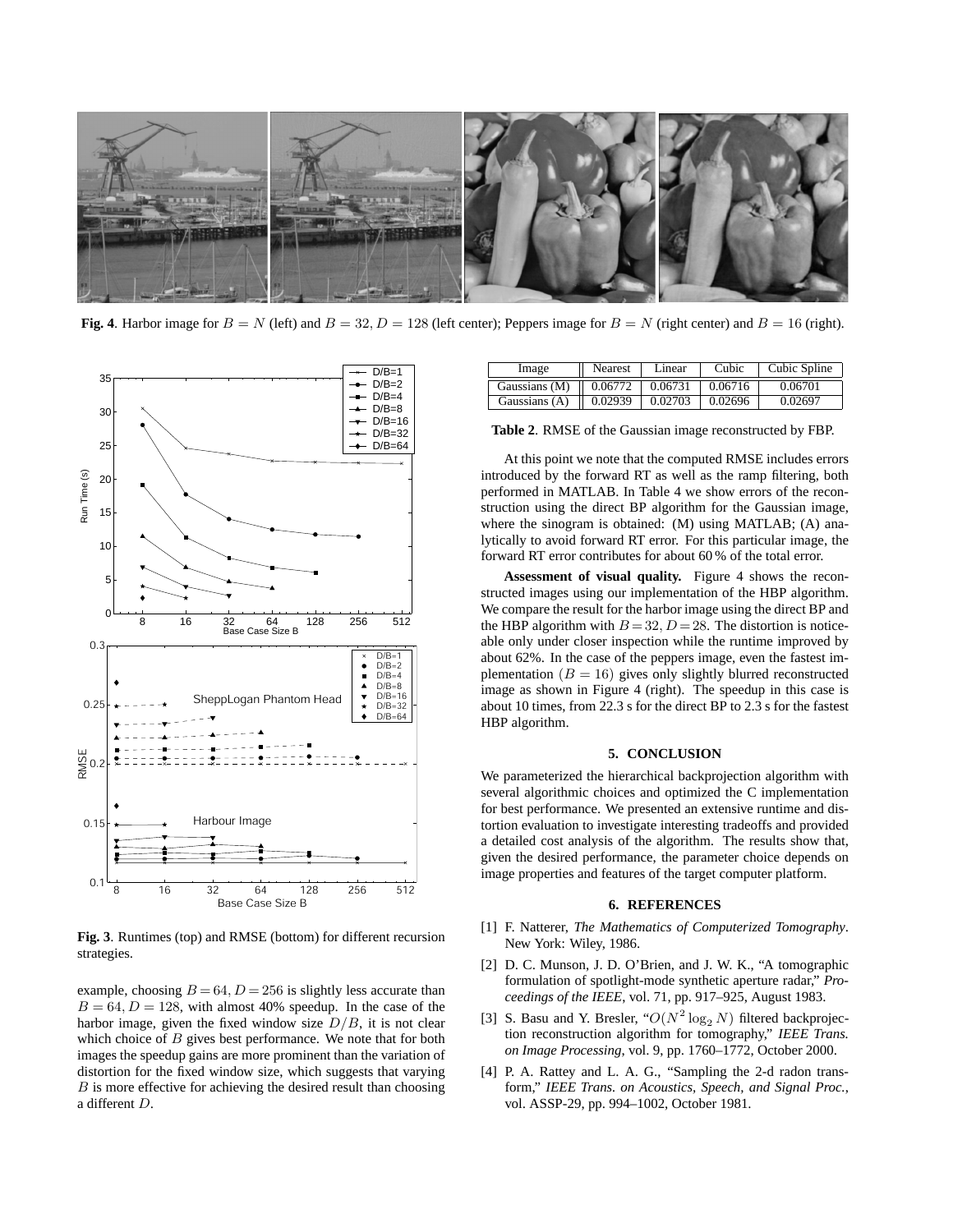**Fig. 4**. Harbor image for $B = N$ (left) and $B = 32, D = 128$ (left center); Peppers image for $B = N$ (right center) and $B = 16$ (right).

D/B=1
D/B=2
D/B=4
D/B=8
D/B=16
D/B=32
D/B=64

Run Time (s)

0
5
10
15
20
25
30
35

8
16
32
64
128
256
512

Base Case Size B

RMSE

0.1
0.15
0.2
0.25
0.3

SheppLogan Phantom Head

Harbour Image

8
16
32
64
128
256
512

Base Case Size B

**Fig. 3**. Runtimes (top) and RMSE (bottom) for different recursion strategies.

example, choosing $B = 64, D = 256$ is slightly less accurate than $B = 64, D = 128$, with almost 40% speedup. In the case of the harbor image, given the fixed window size $D/B$, it is not clear which choice of $B$ gives best performance. We note that for both images the speedup gains are more prominent than the variation of distortion for the fixed window size, which suggests that varying $B$ is more effective for achieving the desired result than choosing a different $D$.

| Image | Nearest | Linear | Cubic | Cubic Spline |
|---|---|---|---|---|
| Gaussians (M) | 0.06772 | 0.06731 | 0.06716 | 0.06701 |
| Gaussians (A) | 0.02939 | 0.02703 | 0.02696 | 0.02697 |

**Table 2**. RMSE of the Gaussian image reconstructed by FBP.

At this point we note that the computed RMSE includes errors introduced by the forward RT as well as the ramp filtering, both performed in MATLAB. In Table 4 we show errors of the reconstruction using the direct BP algorithm for the Gaussian image, where the sinogram is obtained: (M) using MATLAB; (A) analytically to avoid forward RT error. For this particular image, the forward RT error contributes for about 60 % of the total error.

**Assessment of visual quality.** Figure 4 shows the reconstructed images using our implementation of the HBP algorithm. We compare the result for the harbor image using the direct BP and the HBP algorithm with $B = 32, D = 28$. The distortion is noticeable only under closer inspection while the runtime improved by about 62%. In the case of the peppers image, even the fastest implementation $(B = 16)$ gives only slightly blurred reconstructed image as shown in Figure 4 (right). The speedup in this case is about 10 times, from 22.3 s for the direct BP to 2.3 s for the fastest HBP algorithm.

## 5. CONCLUSION

We parameterized the hierarchical backprojection algorithm with several algorithmic choices and optimized the C implementation for best performance. We presented an extensive runtime and distortion evaluation to investigate interesting tradeoffs and provided a detailed cost analysis of the algorithm. The results show that, given the desired performance, the parameter choice depends on image properties and features of the target computer platform.

## 6. REFERENCES

[1] F. Natterer, *The Mathematics of Computerized Tomography*. New York: Wiley, 1986.

[2] D. C. Munson, J. D. O'Brien, and J. W. K., "A tomographic formulation of spotlight-mode synthetic aperture radar," *Proceedings of the IEEE*, vol. 71, pp. 917–925, August 1983.

[3] S. Basu and Y. Bresler, "$O(N^2 \log_2 N)$ filtered backprojection reconstruction algorithm for tomography," *IEEE Trans. on Image Processing*, vol. 9, pp. 1760–1772, October 2000.

[4] P. A. Rattey and L. A. G., "Sampling the 2-d radon transform," *IEEE Trans. on Acoustics, Speech, and Signal Proc.*, vol. ASSP-29, pp. 994–1002, October 1981.